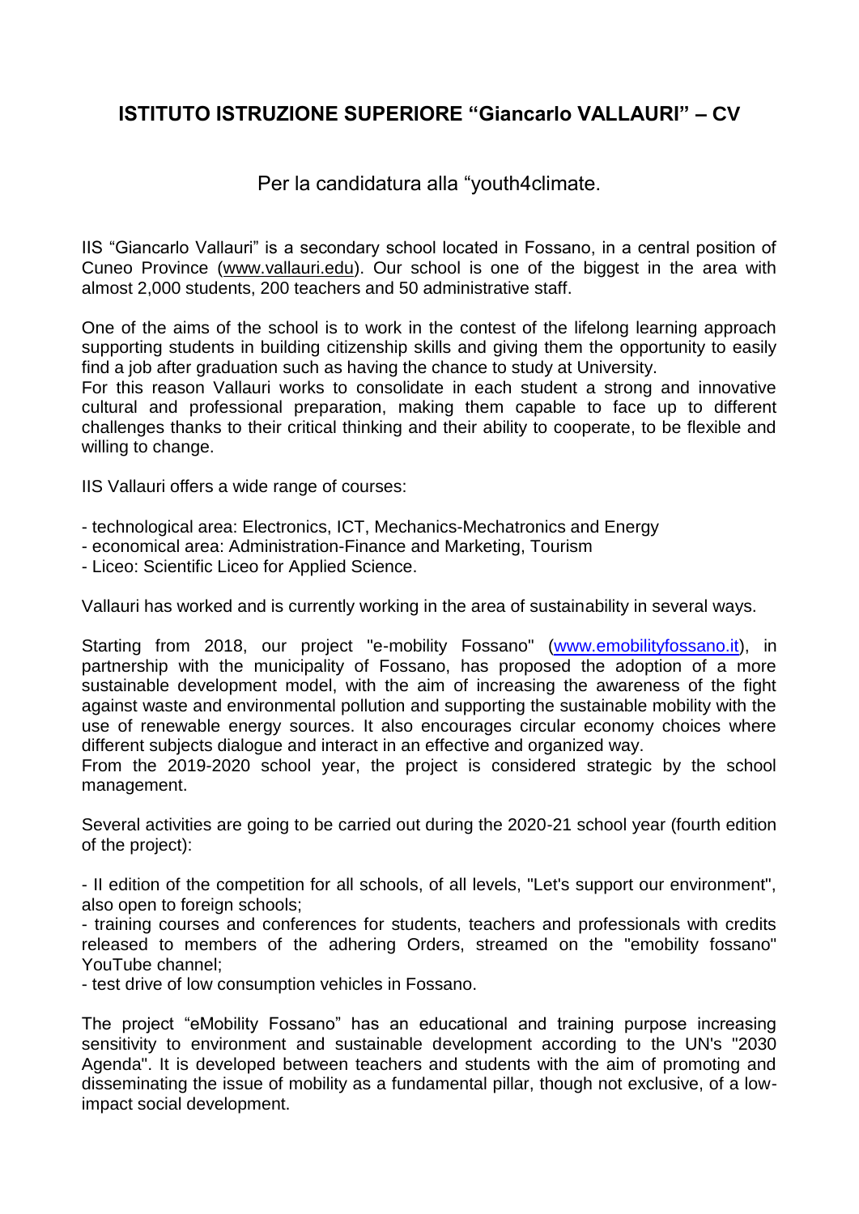## **ISTITUTO ISTRUZIONE SUPERIORE "Giancarlo VALLAURI" – CV**

Per la candidatura alla "youth4climate.

IIS "Giancarlo Vallauri" is a secondary school located in Fossano, in a central position of Cuneo Province (www.vallauri.edu). Our school is one of the biggest in the area with almost 2,000 students, 200 teachers and 50 administrative staff.

One of the aims of the school is to work in the contest of the lifelong learning approach supporting students in building citizenship skills and giving them the opportunity to easily find a job after graduation such as having the chance to study at University.
For this reason Vallauri works to consolidate in each student a strong and innovative cultural and professional preparation, making them capable to face up to different challenges thanks to their critical thinking and their ability to cooperate, to be flexible and willing to change.

IIS Vallauri offers a wide range of courses:

- technological area: Electronics, ICT, Mechanics-Mechatronics and Energy
- economical area: Administration-Finance and Marketing, Tourism
- Liceo: Scientific Liceo for Applied Science.

Vallauri has worked and is currently working in the area of sustainability in several ways.

Starting from 2018, our project "e-mobility Fossano" (www.emobilityfossano.it), in partnership with the municipality of Fossano, has proposed the adoption of a more sustainable development model, with the aim of increasing the awareness of the fight against waste and environmental pollution and supporting the sustainable mobility with the use of renewable energy sources. It also encourages circular economy choices where different subjects dialogue and interact in an effective and organized way.
From the 2019-2020 school year, the project is considered strategic by the school management.

Several activities are going to be carried out during the 2020-21 school year (fourth edition of the project):

- II edition of the competition for all schools, of all levels, "Let's support our environment", also open to foreign schools;
- training courses and conferences for students, teachers and professionals with credits released to members of the adhering Orders, streamed on the "emobility fossano" YouTube channel;
- test drive of low consumption vehicles in Fossano.

The project "eMobility Fossano" has an educational and training purpose increasing sensitivity to environment and sustainable development according to the UN's "2030 Agenda". It is developed between teachers and students with the aim of promoting and disseminating the issue of mobility as a fundamental pillar, though not exclusive, of a low-impact social development.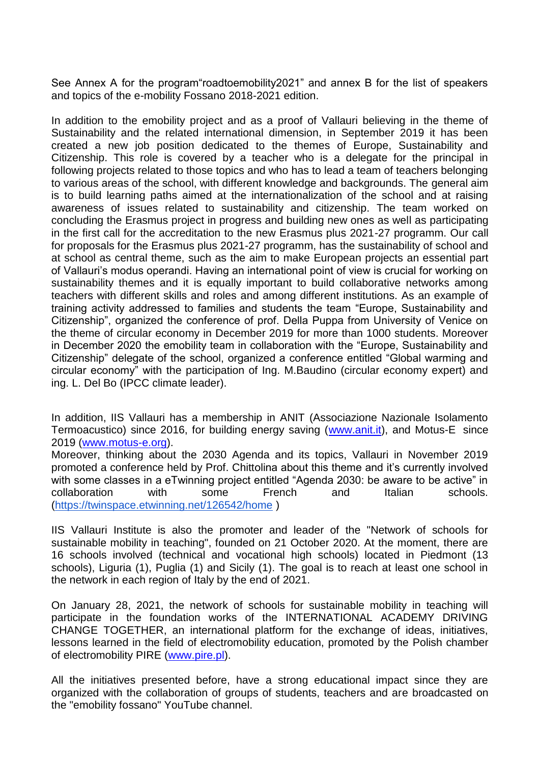See Annex A for the program“roadtoemobility2021” and annex B for the list of speakers and topics of the e-mobility Fossano 2018-2021 edition.

In addition to the emobility project and as a proof of Vallauri believing in the theme of Sustainability and the related international dimension, in September 2019 it has been created a new job position dedicated to the themes of Europe, Sustainability and Citizenship. This role is covered by a teacher who is a delegate for the principal in following projects related to those topics and who has to lead a team of teachers belonging to various areas of the school, with different knowledge and backgrounds. The general aim is to build learning paths aimed at the internationalization of the school and at raising awareness of issues related to sustainability and citizenship. The team worked on concluding the Erasmus project in progress and building new ones as well as participating in the first call for the accreditation to the new Erasmus plus 2021-27 programm. Our call for proposals for the Erasmus plus 2021-27 programm, has the sustainability of school and at school as central theme, such as the aim to make European projects an essential part of Vallauri’s modus operandi. Having an international point of view is crucial for working on sustainability themes and it is equally important to build collaborative networks among teachers with different skills and roles and among different institutions. As an example of training activity addressed to families and students the team “Europe, Sustainability and Citizenship”, organized the conference of prof. Della Puppa from University of Venice on the theme of circular economy in December 2019 for more than 1000 students. Moreover in December 2020 the emobility team in collaboration with the “Europe, Sustainability and Citizenship” delegate of the school, organized a conference entitled “Global warming and circular economy” with the participation of Ing. M.Baudino (circular economy expert) and ing. L. Del Bo (IPCC climate leader).

In addition, IIS Vallauri has a membership in ANIT (Associazione Nazionale Isolamento Termoacustico) since 2016, for building energy saving ([www.anit.it](www.anit.it)), and Motus-E since 2019 ([www.motus-e.org](www.motus-e.org)).
Moreover, thinking about the 2030 Agenda and its topics, Vallauri in November 2019 promoted a conference held by Prof. Chittolina about this theme and it’s currently involved with some classes in a eTwinning project entitled “Agenda 2030: be aware to be active” in collaboration with some French and Italian schools. ([https://twinspace.etwinning.net/126542/home](https://twinspace.etwinning.net/126542/home) )

IIS Vallauri Institute is also the promoter and leader of the "Network of schools for sustainable mobility in teaching", founded on 21 October 2020. At the moment, there are 16 schools involved (technical and vocational high schools) located in Piedmont (13 schools), Liguria (1), Puglia (1) and Sicily (1). The goal is to reach at least one school in the network in each region of Italy by the end of 2021.

On January 28, 2021, the network of schools for sustainable mobility in teaching will participate in the foundation works of the INTERNATIONAL ACADEMY DRIVING CHANGE TOGETHER, an international platform for the exchange of ideas, initiatives, lessons learned in the field of electromobility education, promoted by the Polish chamber of electromobility PIRE ([www.pire.pl](www.pire.pl)).

All the initiatives presented before, have a strong educational impact since they are organized with the collaboration of groups of students, teachers and are broadcasted on the "emobility fossano" YouTube channel.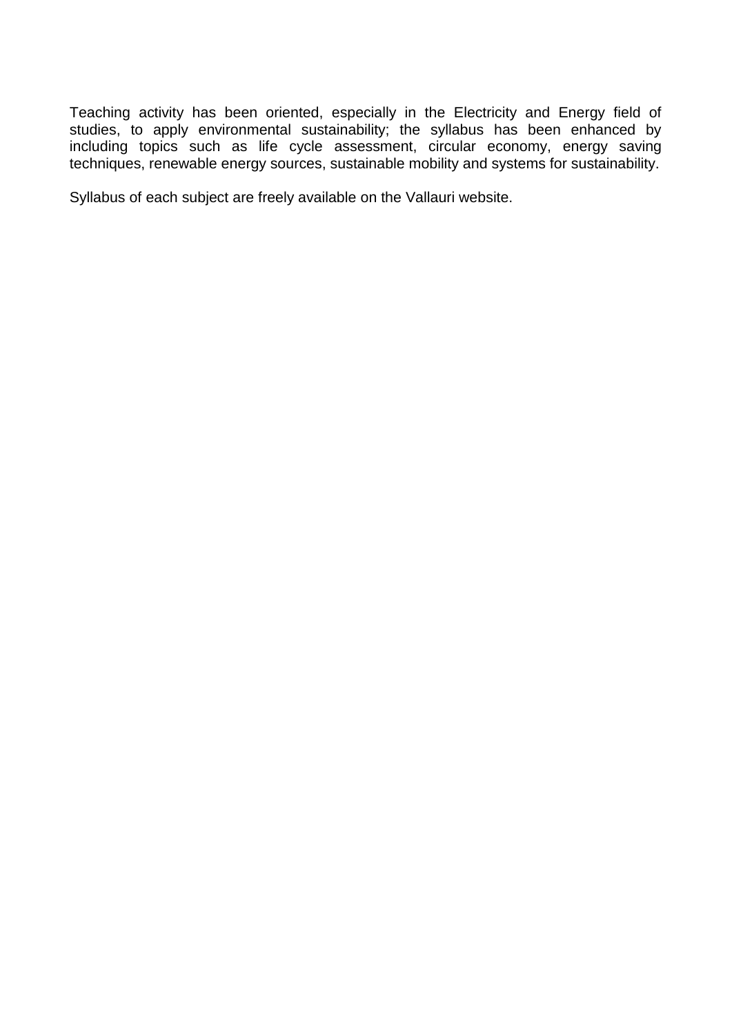Teaching activity has been oriented, especially in the Electricity and Energy field of studies, to apply environmental sustainability; the syllabus has been enhanced by including topics such as life cycle assessment, circular economy, energy saving techniques, renewable energy sources, sustainable mobility and systems for sustainability.

Syllabus of each subject are freely available on the Vallauri website.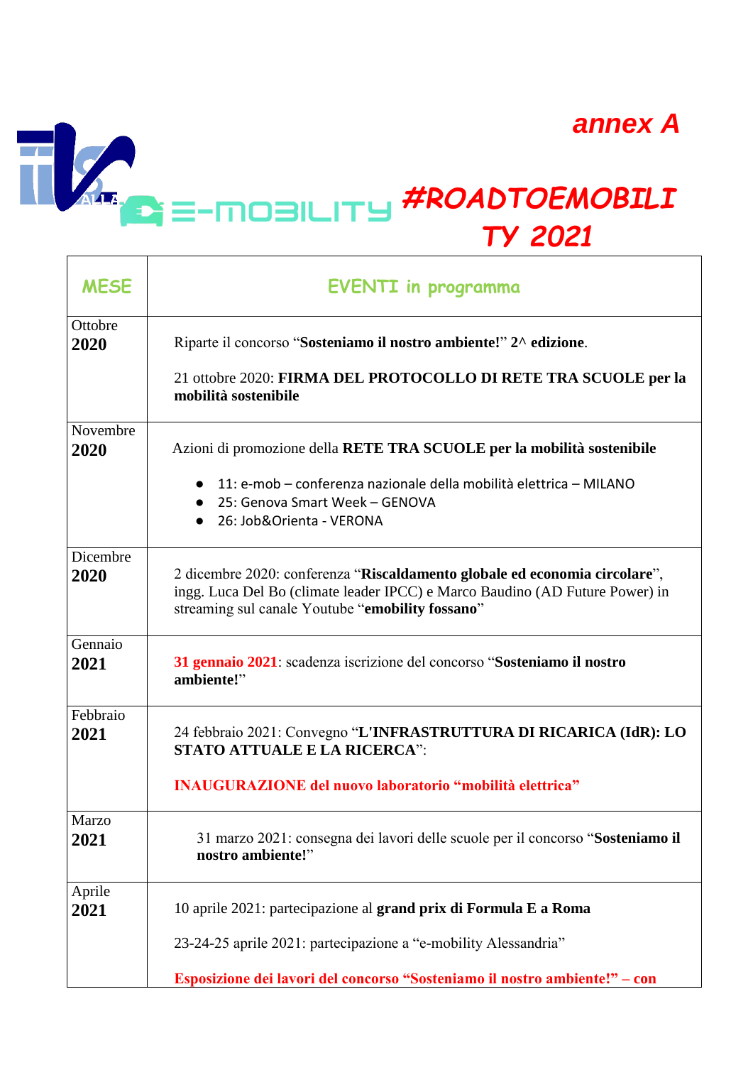annex A

E-MOBILITY **#ROADTOEMOBILITY 2021**

| MESE | EVENTI in programma |
|---|---|
| Ottobre **2020** | Riparte il concorso "**Sosteniamo il nostro ambiente!**" **2^ edizione**.<br><br>21 ottobre 2020: **FIRMA DEL PROTOCOLLO DI RETE TRA SCUOLE per la mobilità sostenibile** |
| Novembre **2020** | Azioni di promozione della **RETE TRA SCUOLE per la mobilità sostenibile**<br><br>● 11: e-mob – conferenza nazionale della mobilità elettrica – MILANO<br>● 25: Genova Smart Week – GENOVA<br>● 26: Job&Orienta - VERONA |
| Dicembre **2020** | 2 dicembre 2020: conferenza "**Riscaldamento globale ed economia circolare**", ingg. Luca Del Bo (climate leader IPCC) e Marco Baudino (AD Future Power) in streaming sul canale Youtube "**emobility fossano**" |
| Gennaio **2021** | **31 gennaio 2021**: scadenza iscrizione del concorso "**Sosteniamo il nostro ambiente!**" |
| Febbraio **2021** | 24 febbraio 2021: Convegno "**L'INFRASTRUTTURA DI RICARICA (IdR): LO STATO ATTUALE E LA RICERCA**":<br><br>**INAUGURAZIONE del nuovo laboratorio "mobilità elettrica"** |
| Marzo **2021** | 31 marzo 2021: consegna dei lavori delle scuole per il concorso "**Sosteniamo il nostro ambiente!**" |
| Aprile **2021** | 10 aprile 2021: partecipazione al **grand prix di Formula E a Roma**<br><br>23-24-25 aprile 2021: partecipazione a "e-mobility Alessandria"<br><br>**Esposizione dei lavori del concorso "Sosteniamo il nostro ambiente!" – con** |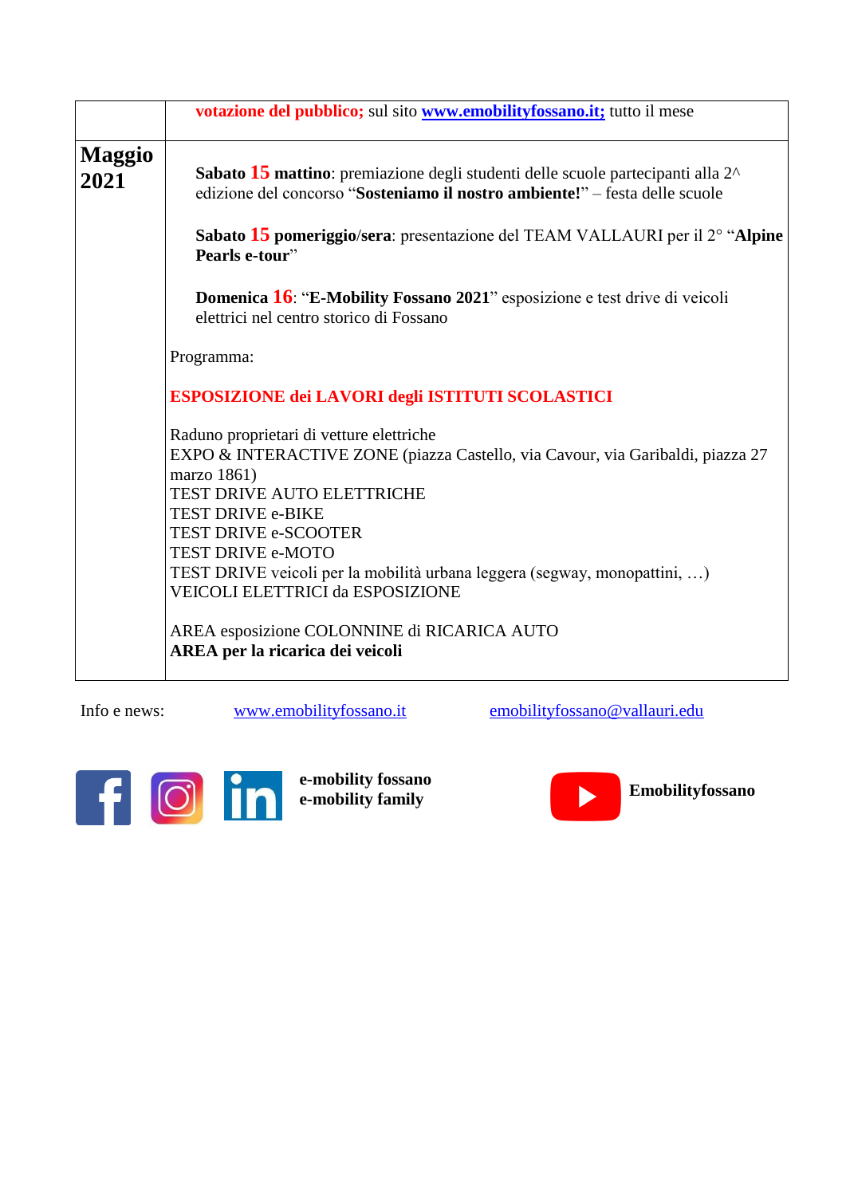| | |
|---|---|
| | **votazione del pubblico;** sul sito **www.emobilityfossano.it;** tutto il mese |
| **Maggio 2021** | **Sabato 15 mattino**: premiazione degli studenti delle scuole partecipanti alla 2^ edizione del concorso "**Sosteniamo il nostro ambiente!**" – festa delle scuole<br><br>**Sabato 15 pomeriggio/sera**: presentazione del TEAM VALLAURI per il 2° "**Alpine Pearls e-tour**"<br><br>**Domenica 16**: "**E-Mobility Fossano 2021**" esposizione e test drive di veicoli elettrici nel centro storico di Fossano<br><br>Programma:<br><br>**ESPOSIZIONE dei LAVORI degli ISTITUTI SCOLASTICI**<br><br>Raduno proprietari di vetture elettriche<br>EXPO & INTERACTIVE ZONE (piazza Castello, via Cavour, via Garibaldi, piazza 27 marzo 1861)<br>TEST DRIVE AUTO ELETTRICHE<br>TEST DRIVE e-BIKE<br>TEST DRIVE e-SCOOTER<br>TEST DRIVE e-MOTO<br>TEST DRIVE veicoli per la mobilità urbana leggera (segway, monopattini, …)<br>VEICOLI ELETTRICI da ESPOSIZIONE<br><br>AREA esposizione COLONNINE di RICARICA AUTO<br>**AREA per la ricarica dei veicoli** |

Info e news: www.emobilityfossano.it emobilityfossano@vallauri.edu

**e-mobility fossano**
**e-mobility family**

**Emobilityfossano**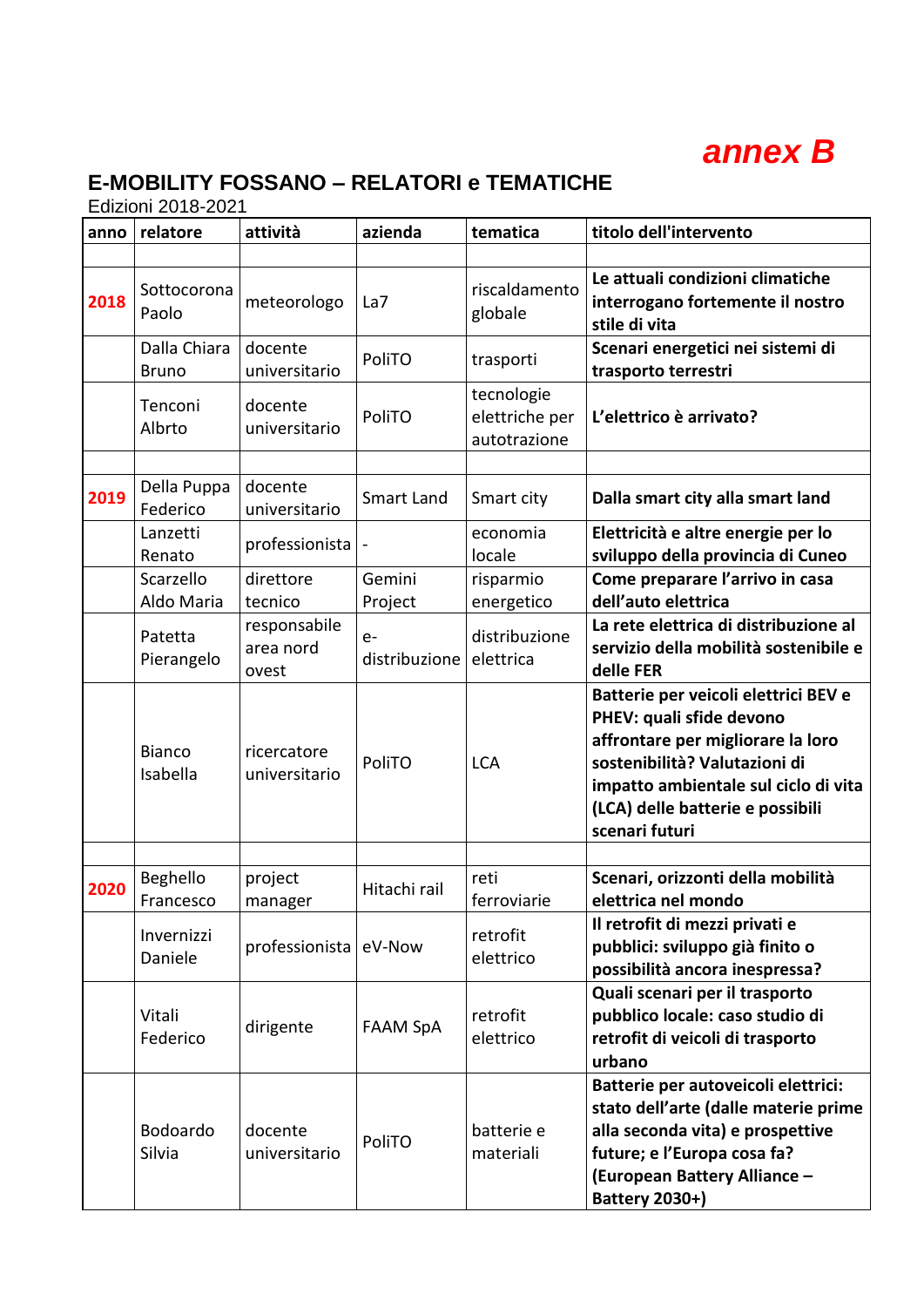*annex B*

## E-MOBILITY FOSSANO – RELATORI e TEMATICHE

Edizioni 2018-2021

| anno | relatore | attività | azienda | tematica | titolo dell'intervento |
|---|---|---|---|---|---|
| | | | | | |
| **2018** | Sottocorona Paolo | meteorologo | La7 | riscaldamento globale | **Le attuali condizioni climatiche interrogano fortemente il nostro stile di vita** |
| | Dalla Chiara Bruno | docente universitario | PoliTO | trasporti | **Scenari energetici nei sistemi di trasporto terrestri** |
| | Tenconi Albrto | docente universitario | PoliTO | tecnologie elettriche per autotrazione | **L'elettrico è arrivato?** |
| | | | | | |
| **2019** | Della Puppa Federico | docente universitario | Smart Land | Smart city | **Dalla smart city alla smart land** |
| | Lanzetti Renato | professionista | - | economia locale | **Elettricità e altre energie per lo sviluppo della provincia di Cuneo** |
| | Scarzello Aldo Maria | direttore tecnico | Gemini Project | risparmio energetico | **Come preparare l'arrivo in casa dell'auto elettrica** |
| | Patetta Pierangelo | responsabile area nord ovest | e-distribuzione | distribuzione elettrica | **La rete elettrica di distribuzione al servizio della mobilità sostenibile e delle FER** |
| | Bianco Isabella | ricercatore universitario | PoliTO | LCA | **Batterie per veicoli elettrici BEV e PHEV: quali sfide devono affrontare per migliorare la loro sostenibilità? Valutazioni di impatto ambientale sul ciclo di vita (LCA) delle batterie e possibili scenari futuri** |
| | | | | | |
| **2020** | Beghello Francesco | project manager | Hitachi rail | reti ferroviarie | **Scenari, orizzonti della mobilità elettrica nel mondo** |
| | Invernizzi Daniele | professionista | eV-Now | retrofit elettrico | **Il retrofit di mezzi privati e pubblici: sviluppo già finito o possibilità ancora inespressa?** |
| | Vitali Federico | dirigente | FAAM SpA | retrofit elettrico | **Quali scenari per il trasporto pubblico locale: caso studio di retrofit di veicoli di trasporto urbano** |
| | Bodoardo Silvia | docente universitario | PoliTO | batterie e materiali | **Batterie per autoveicoli elettrici: stato dell'arte (dalle materie prime alla seconda vita) e prospettive future; e l'Europa cosa fa? (European Battery Alliance – Battery 2030+)** |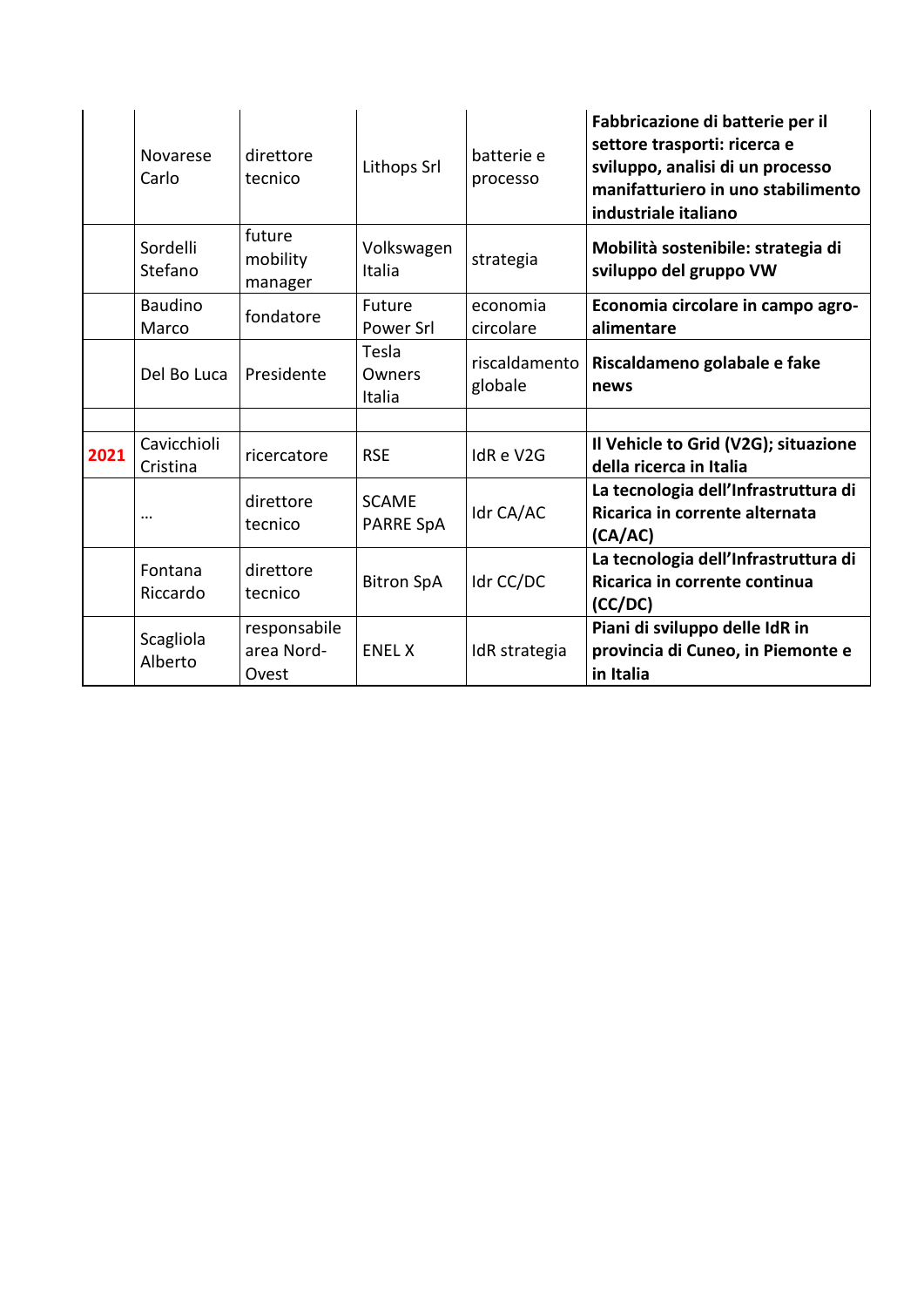| | | | | | |
|---|---|---|---|---|---|
| | Novarese Carlo | direttore tecnico | Lithops Srl | batterie e processo | **Fabbricazione di batterie per il settore trasporti: ricerca e sviluppo, analisi di un processo manifatturiero in uno stabilimento industriale italiano** |
| | Sordelli Stefano | future mobility manager | Volkswagen Italia | strategia | **Mobilità sostenibile: strategia di sviluppo del gruppo VW** |
| | Baudino Marco | fondatore | Future Power Srl | economia circolare | **Economia circolare in campo agro-alimentare** |
| | Del Bo Luca | Presidente | Tesla Owners Italia | riscaldamento globale | **Riscaldameno golabale e fake news** |
| | | | | | |
| **2021** | Cavicchioli Cristina | ricercatore | RSE | IdR e V2G | **Il Vehicle to Grid (V2G); situazione della ricerca in Italia** |
| | … | direttore tecnico | SCAME PARRE SpA | Idr CA/AC | **La tecnologia dell'Infrastruttura di Ricarica in corrente alternata (CA/AC)** |
| | Fontana Riccardo | direttore tecnico | Bitron SpA | Idr CC/DC | **La tecnologia dell'Infrastruttura di Ricarica in corrente continua (CC/DC)** |
| | Scagliola Alberto | responsabile area Nord-Ovest | ENEL X | IdR strategia | **Piani di sviluppo delle IdR in provincia di Cuneo, in Piemonte e in Italia** |